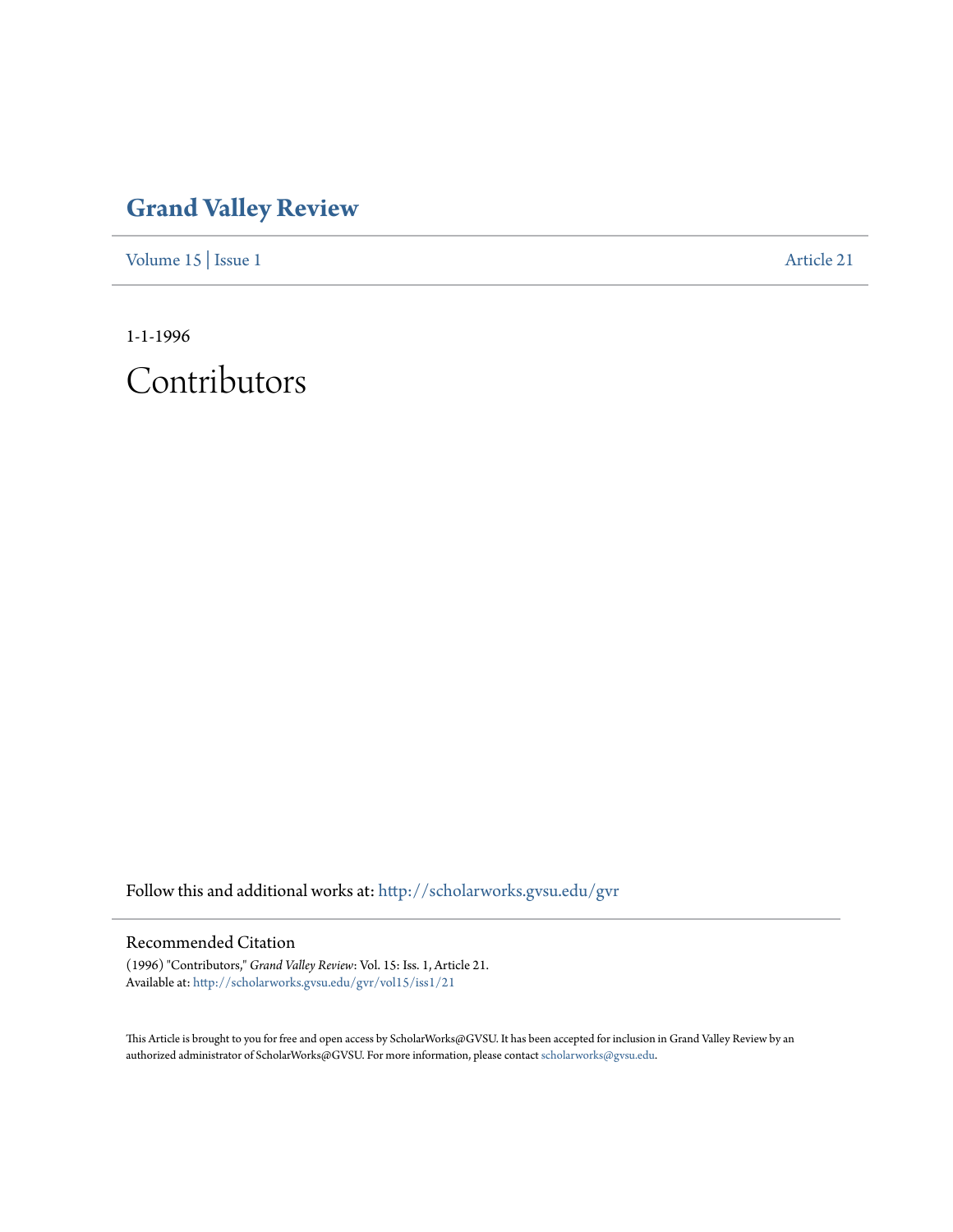# Grand Valley Review

Volume 15 | Issue 1 Article 21

1-1-1996

# Contributors

Follow this and additional works at: http://scholarworks.gvsu.edu/gvr

## Recommended Citation

(1996) "Contributors," *Grand Valley Review*: Vol. 15: Iss. 1, Article 21.
Available at: http://scholarworks.gvsu.edu/gvr/vol15/iss1/21

This Article is brought to you for free and open access by ScholarWorks@GVSU. It has been accepted for inclusion in Grand Valley Review by an authorized administrator of ScholarWorks@GVSU. For more information, please contact scholarworks@gvsu.edu.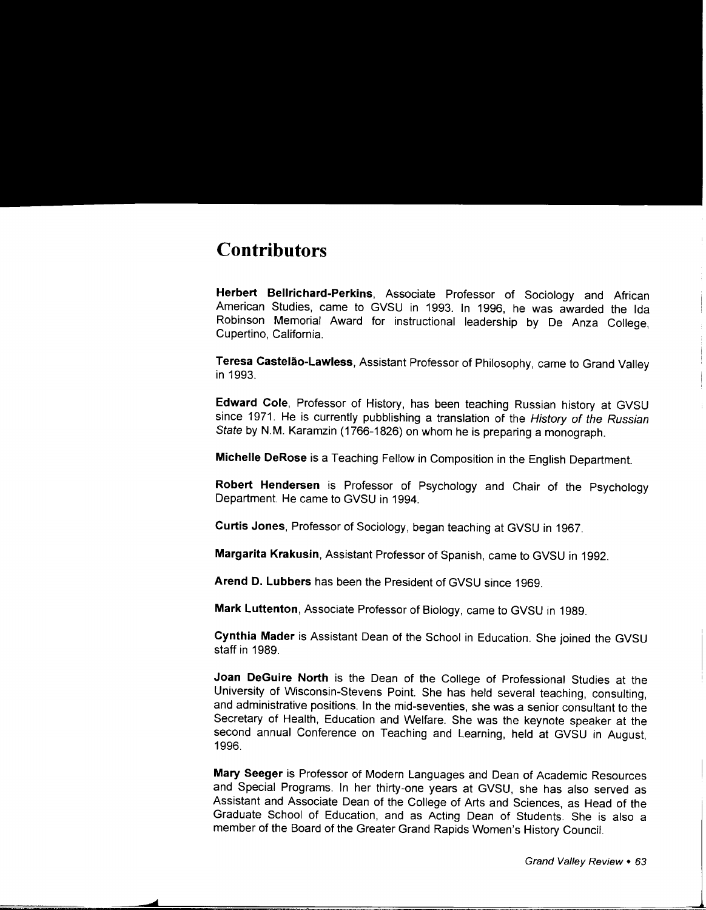# Contributors

**Herbert Bellrichard-Perkins**, Associate Professor of Sociology and African American Studies, came to GVSU in 1993. In 1996, he was awarded the Ida Robinson Memorial Award for instructional leadership by De Anza College, Cupertino, California.

**Teresa Castelão-Lawless**, Assistant Professor of Philosophy, came to Grand Valley in 1993.

**Edward Cole**, Professor of History, has been teaching Russian history at GVSU since 1971. He is currently pubblishing a translation of the *History of the Russian State* by N.M. Karamzin (1766-1826) on whom he is preparing a monograph.

**Michelle DeRose** is a Teaching Fellow in Composition in the English Department.

**Robert Hendersen** is Professor of Psychology and Chair of the Psychology Department. He came to GVSU in 1994.

**Curtis Jones**, Professor of Sociology, began teaching at GVSU in 1967.

**Margarita Krakusin**, Assistant Professor of Spanish, came to GVSU in 1992.

**Arend D. Lubbers** has been the President of GVSU since 1969.

**Mark Luttenton**, Associate Professor of Biology, came to GVSU in 1989.

**Cynthia Mader** is Assistant Dean of the School in Education. She joined the GVSU staff in 1989.

**Joan DeGuire North** is the Dean of the College of Professional Studies at the University of Wisconsin-Stevens Point. She has held several teaching, consulting, and administrative positions. In the mid-seventies, she was a senior consultant to the Secretary of Health, Education and Welfare. She was the keynote speaker at the second annual Conference on Teaching and Learning, held at GVSU in August, 1996.

**Mary Seeger** is Professor of Modern Languages and Dean of Academic Resources and Special Programs. In her thirty-one years at GVSU, she has also served as Assistant and Associate Dean of the College of Arts and Sciences, as Head of the Graduate School of Education, and as Acting Dean of Students. She is also a member of the Board of the Greater Grand Rapids Women's History Council.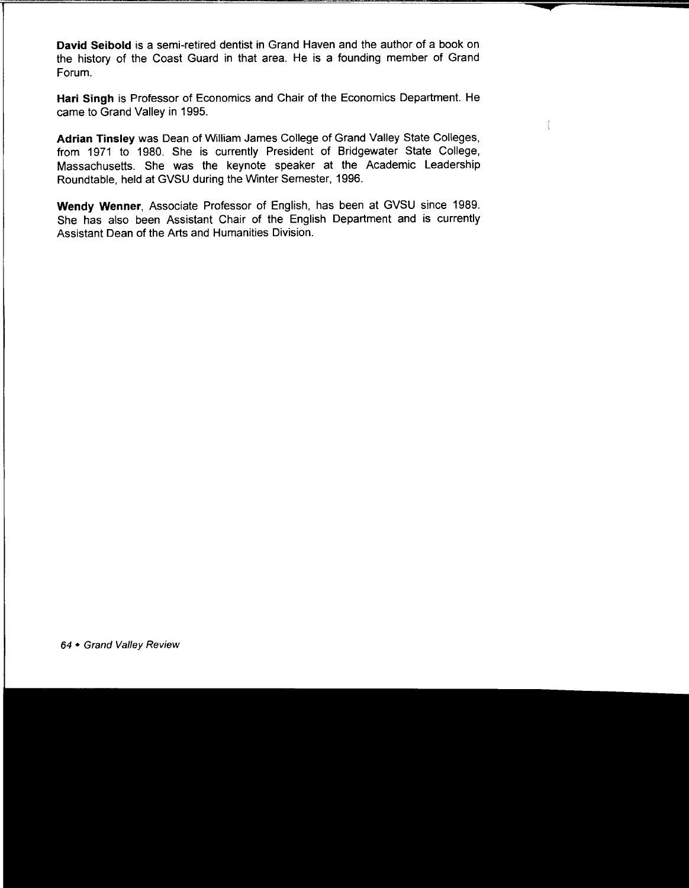**David Seibold** is a semi-retired dentist in Grand Haven and the author of a book on the history of the Coast Guard in that area. He is a founding member of Grand Forum.

**Hari Singh** is Professor of Economics and Chair of the Economics Department. He came to Grand Valley in 1995.

**Adrian Tinsley** was Dean of William James College of Grand Valley State Colleges, from 1971 to 1980. She is currently President of Bridgewater State College, Massachusetts. She was the keynote speaker at the Academic Leadership Roundtable, held at GVSU during the Winter Semester, 1996.

**Wendy Wenner**, Associate Professor of English, has been at GVSU since 1989. She has also been Assistant Chair of the English Department and is currently Assistant Dean of the Arts and Humanities Division.